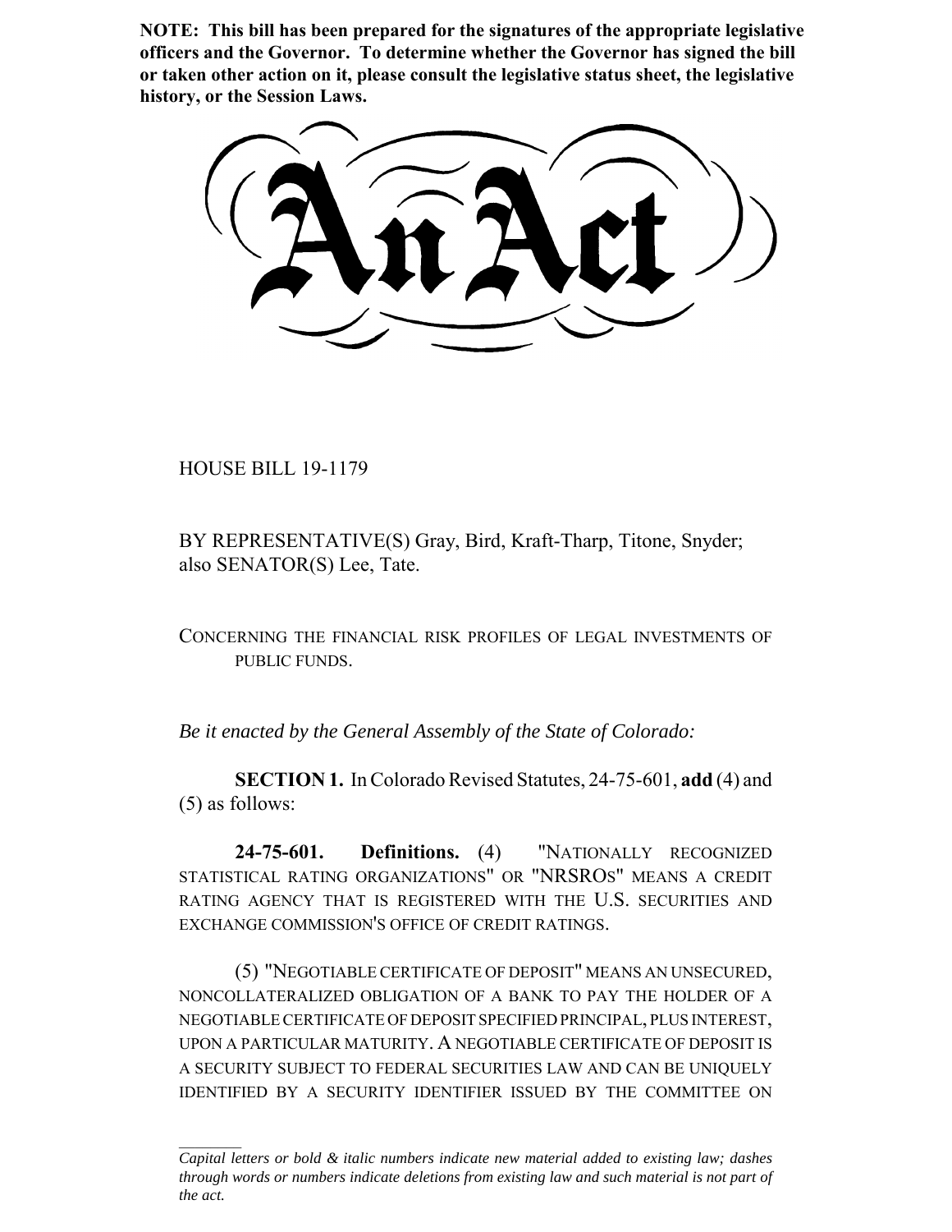**NOTE: This bill has been prepared for the signatures of the appropriate legislative officers and the Governor. To determine whether the Governor has signed the bill or taken other action on it, please consult the legislative status sheet, the legislative history, or the Session Laws.**

# An Act

HOUSE BILL 19-1179

BY REPRESENTATIVE(S) Gray, Bird, Kraft-Tharp, Titone, Snyder; also SENATOR(S) Lee, Tate.

CONCERNING THE FINANCIAL RISK PROFILES OF LEGAL INVESTMENTS OF PUBLIC FUNDS.

*Be it enacted by the General Assembly of the State of Colorado:*

**SECTION 1.** In Colorado Revised Statutes, 24-75-601, **add** (4) and (5) as follows:

**24-75-601. Definitions.** (4) "NATIONALLY RECOGNIZED STATISTICAL RATING ORGANIZATIONS" OR "NRSROS" MEANS A CREDIT RATING AGENCY THAT IS REGISTERED WITH THE U.S. SECURITIES AND EXCHANGE COMMISSION'S OFFICE OF CREDIT RATINGS.

(5) "NEGOTIABLE CERTIFICATE OF DEPOSIT" MEANS AN UNSECURED, NONCOLLATERALIZED OBLIGATION OF A BANK TO PAY THE HOLDER OF A NEGOTIABLE CERTIFICATE OF DEPOSIT SPECIFIED PRINCIPAL, PLUS INTEREST, UPON A PARTICULAR MATURITY. A NEGOTIABLE CERTIFICATE OF DEPOSIT IS A SECURITY SUBJECT TO FEDERAL SECURITIES LAW AND CAN BE UNIQUELY IDENTIFIED BY A SECURITY IDENTIFIER ISSUED BY THE COMMITTEE ON

*Capital letters or bold & italic numbers indicate new material added to existing law; dashes through words or numbers indicate deletions from existing law and such material is not part of the act.*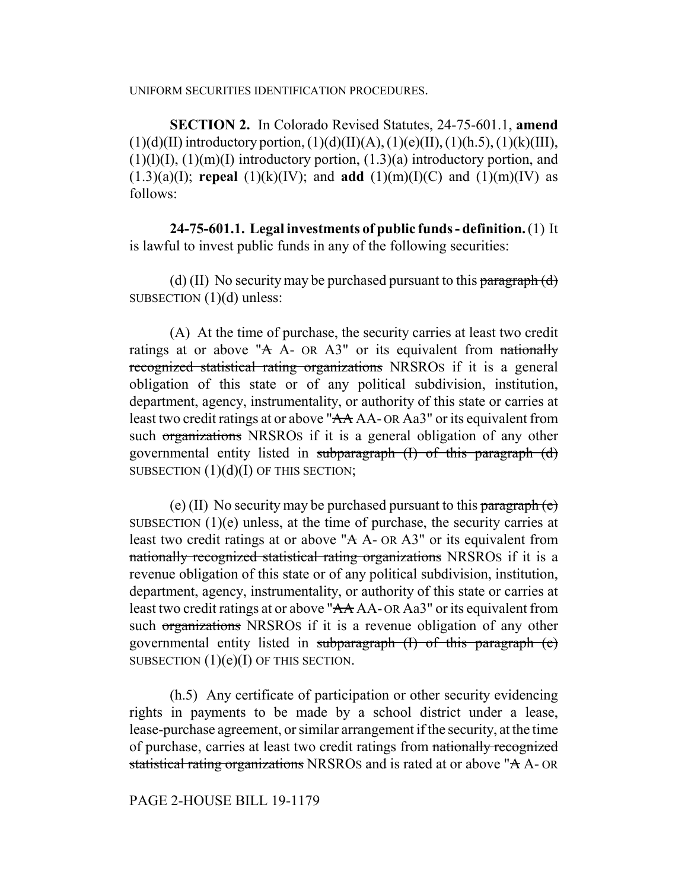UNIFORM SECURITIES IDENTIFICATION PROCEDURES.

**SECTION 2.** In Colorado Revised Statutes, 24-75-601.1, **amend** (1)(d)(II) introductory portion, (1)(d)(II)(A), (1)(e)(II), (1)(h.5), (1)(k)(III), (1)(l)(I), (1)(m)(I) introductory portion, (1.3)(a) introductory portion, and (1.3)(a)(I); **repeal** (1)(k)(IV); and **add** (1)(m)(I)(C) and (1)(m)(IV) as follows:

**24-75-601.1. Legal investments of public funds - definition.** (1) It is lawful to invest public funds in any of the following securities:

(d) (II) No security may be purchased pursuant to this ~~paragraph (d)~~ SUBSECTION (1)(d) unless:

(A) At the time of purchase, the security carries at least two credit ratings at or above "~~A~~ A- OR A3" or its equivalent from ~~nationally recognized statistical rating organizations~~ NRSROS if it is a general obligation of this state or of any political subdivision, institution, department, agency, instrumentality, or authority of this state or carries at least two credit ratings at or above "~~AA~~ AA- OR Aa3" or its equivalent from such ~~organizations~~ NRSROS if it is a general obligation of any other governmental entity listed in ~~subparagraph (I) of this paragraph (d)~~ SUBSECTION (1)(d)(I) OF THIS SECTION;

(e) (II) No security may be purchased pursuant to this ~~paragraph (e)~~ SUBSECTION (1)(e) unless, at the time of purchase, the security carries at least two credit ratings at or above "~~A~~ A- OR A3" or its equivalent from ~~nationally recognized statistical rating organizations~~ NRSROS if it is a revenue obligation of this state or of any political subdivision, institution, department, agency, instrumentality, or authority of this state or carries at least two credit ratings at or above "~~AA~~ AA- OR Aa3" or its equivalent from such ~~organizations~~ NRSROS if it is a revenue obligation of any other governmental entity listed in ~~subparagraph (I) of this paragraph (e)~~ SUBSECTION (1)(e)(I) OF THIS SECTION.

(h.5) Any certificate of participation or other security evidencing rights in payments to be made by a school district under a lease, lease-purchase agreement, or similar arrangement if the security, at the time of purchase, carries at least two credit ratings from ~~nationally recognized statistical rating organizations~~ NRSROS and is rated at or above "~~A~~ A- OR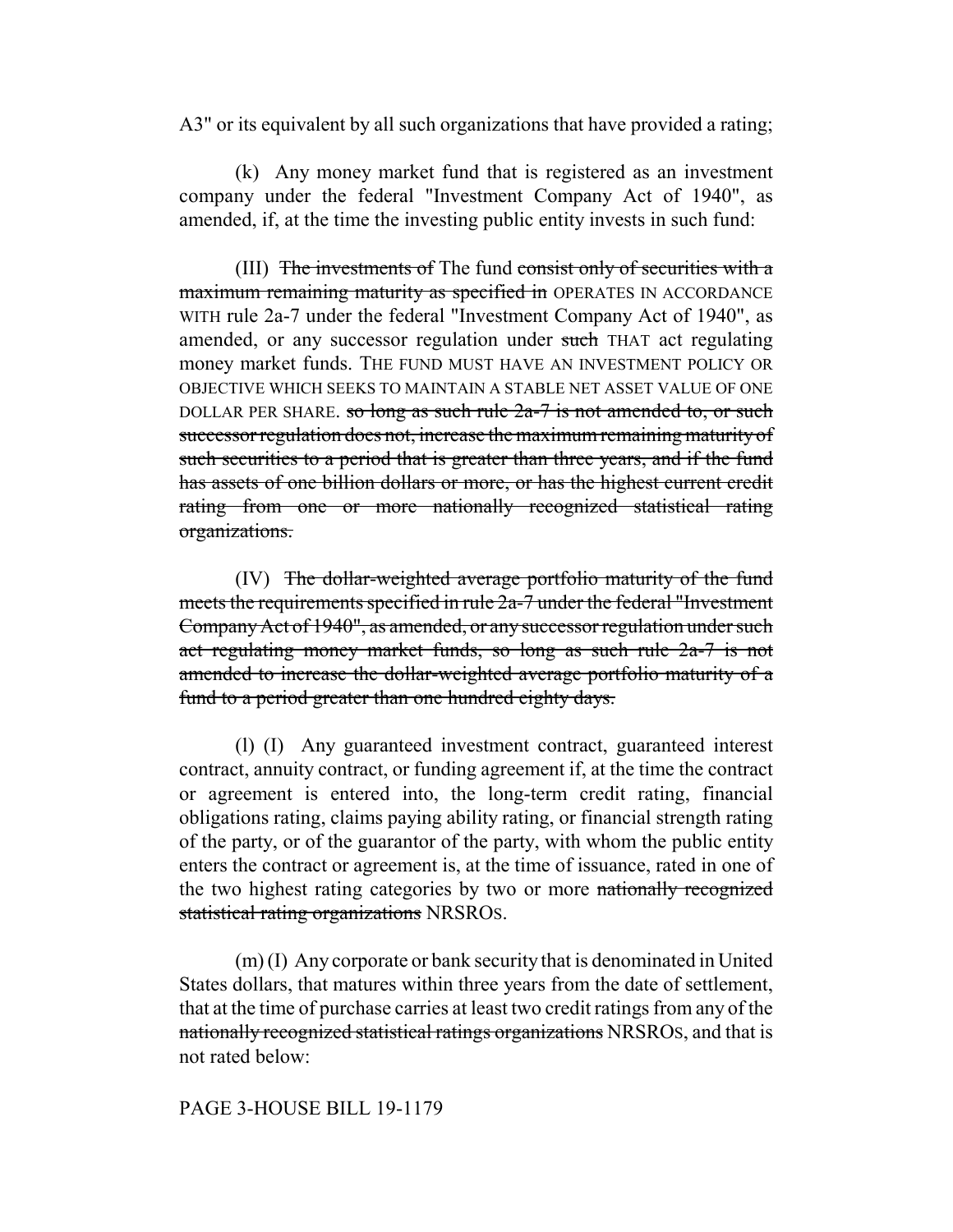A3" or its equivalent by all such organizations that have provided a rating;

(k) Any money market fund that is registered as an investment company under the federal "Investment Company Act of 1940", as amended, if, at the time the investing public entity invests in such fund:

(III) ~~The investments of~~ The fund ~~consist only of securities with a maximum remaining maturity as specified in~~ OPERATES IN ACCORDANCE WITH rule 2a-7 under the federal "Investment Company Act of 1940", as amended, or any successor regulation under ~~such~~ THAT act regulating money market funds. THE FUND MUST HAVE AN INVESTMENT POLICY OR OBJECTIVE WHICH SEEKS TO MAINTAIN A STABLE NET ASSET VALUE OF ONE DOLLAR PER SHARE. ~~so long as such rule 2a-7 is not amended to, or such successor regulation does not, increase the maximum remaining maturity of such securities to a period that is greater than three years, and if the fund has assets of one billion dollars or more, or has the highest current credit rating from one or more nationally recognized statistical rating organizations.~~

(IV) ~~The dollar-weighted average portfolio maturity of the fund meets the requirements specified in rule 2a-7 under the federal "Investment Company Act of 1940", as amended, or any successor regulation under such act regulating money market funds, so long as such rule 2a-7 is not amended to increase the dollar-weighted average portfolio maturity of a fund to a period greater than one hundred eighty days.~~

(l) (I) Any guaranteed investment contract, guaranteed interest contract, annuity contract, or funding agreement if, at the time the contract or agreement is entered into, the long-term credit rating, financial obligations rating, claims paying ability rating, or financial strength rating of the party, or of the guarantor of the party, with whom the public entity enters the contract or agreement is, at the time of issuance, rated in one of the two highest rating categories by two or more ~~nationally recognized statistical rating organizations~~ NRSROS.

(m) (I) Any corporate or bank security that is denominated in United States dollars, that matures within three years from the date of settlement, that at the time of purchase carries at least two credit ratings from any of the ~~nationally recognized statistical ratings organizations~~ NRSROS, and that is not rated below: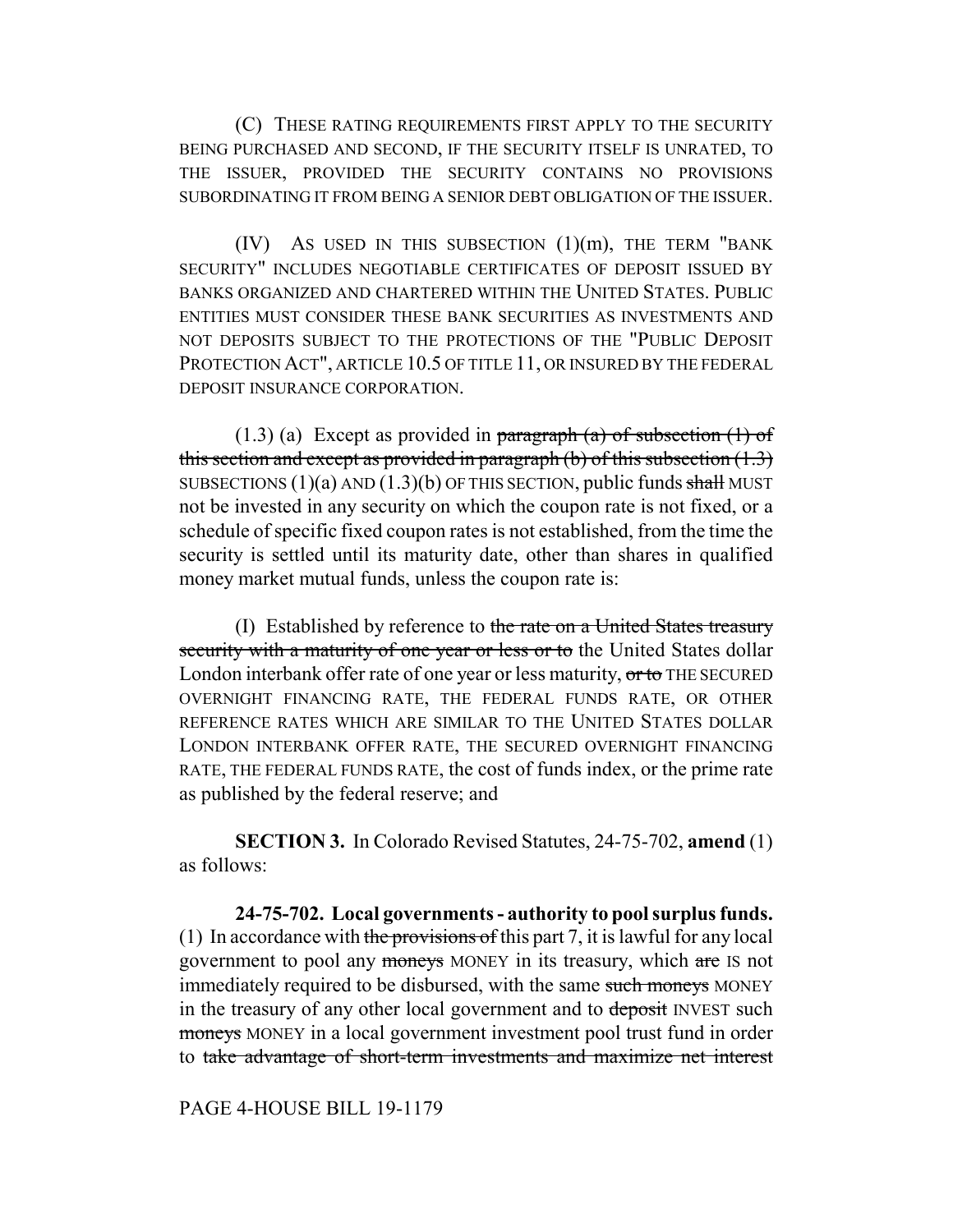(C) THESE RATING REQUIREMENTS FIRST APPLY TO THE SECURITY BEING PURCHASED AND SECOND, IF THE SECURITY ITSELF IS UNRATED, TO THE ISSUER, PROVIDED THE SECURITY CONTAINS NO PROVISIONS SUBORDINATING IT FROM BEING A SENIOR DEBT OBLIGATION OF THE ISSUER.

(IV) AS USED IN THIS SUBSECTION (1)(m), THE TERM "BANK SECURITY" INCLUDES NEGOTIABLE CERTIFICATES OF DEPOSIT ISSUED BY BANKS ORGANIZED AND CHARTERED WITHIN THE UNITED STATES. PUBLIC ENTITIES MUST CONSIDER THESE BANK SECURITIES AS INVESTMENTS AND NOT DEPOSITS SUBJECT TO THE PROTECTIONS OF THE "PUBLIC DEPOSIT PROTECTION ACT", ARTICLE 10.5 OF TITLE 11, OR INSURED BY THE FEDERAL DEPOSIT INSURANCE CORPORATION.

(1.3) (a) Except as provided in ~~paragraph (a) of subsection (1) of this section and except as provided in paragraph (b) of this subsection (1.3)~~ SUBSECTIONS (1)(a) AND (1.3)(b) OF THIS SECTION, public funds ~~shall~~ MUST not be invested in any security on which the coupon rate is not fixed, or a schedule of specific fixed coupon rates is not established, from the time the security is settled until its maturity date, other than shares in qualified money market mutual funds, unless the coupon rate is:

(I) Established by reference to ~~the rate on a United States treasury security with a maturity of one year or less or to~~ the United States dollar London interbank offer rate of one year or less maturity, ~~or to~~ THE SECURED OVERNIGHT FINANCING RATE, THE FEDERAL FUNDS RATE, OR OTHER REFERENCE RATES WHICH ARE SIMILAR TO THE UNITED STATES DOLLAR LONDON INTERBANK OFFER RATE, THE SECURED OVERNIGHT FINANCING RATE, THE FEDERAL FUNDS RATE, the cost of funds index, or the prime rate as published by the federal reserve; and

**SECTION 3.** In Colorado Revised Statutes, 24-75-702, **amend** (1) as follows:

**24-75-702. Local governments - authority to pool surplus funds.** (1) In accordance with ~~the provisions of~~ this part 7, it is lawful for any local government to pool any ~~moneys~~ MONEY in its treasury, which ~~are~~ IS not immediately required to be disbursed, with the same ~~such moneys~~ MONEY in the treasury of any other local government and to ~~deposit~~ INVEST such ~~moneys~~ MONEY in a local government investment pool trust fund in order to ~~take advantage of short-term investments and maximize net interest~~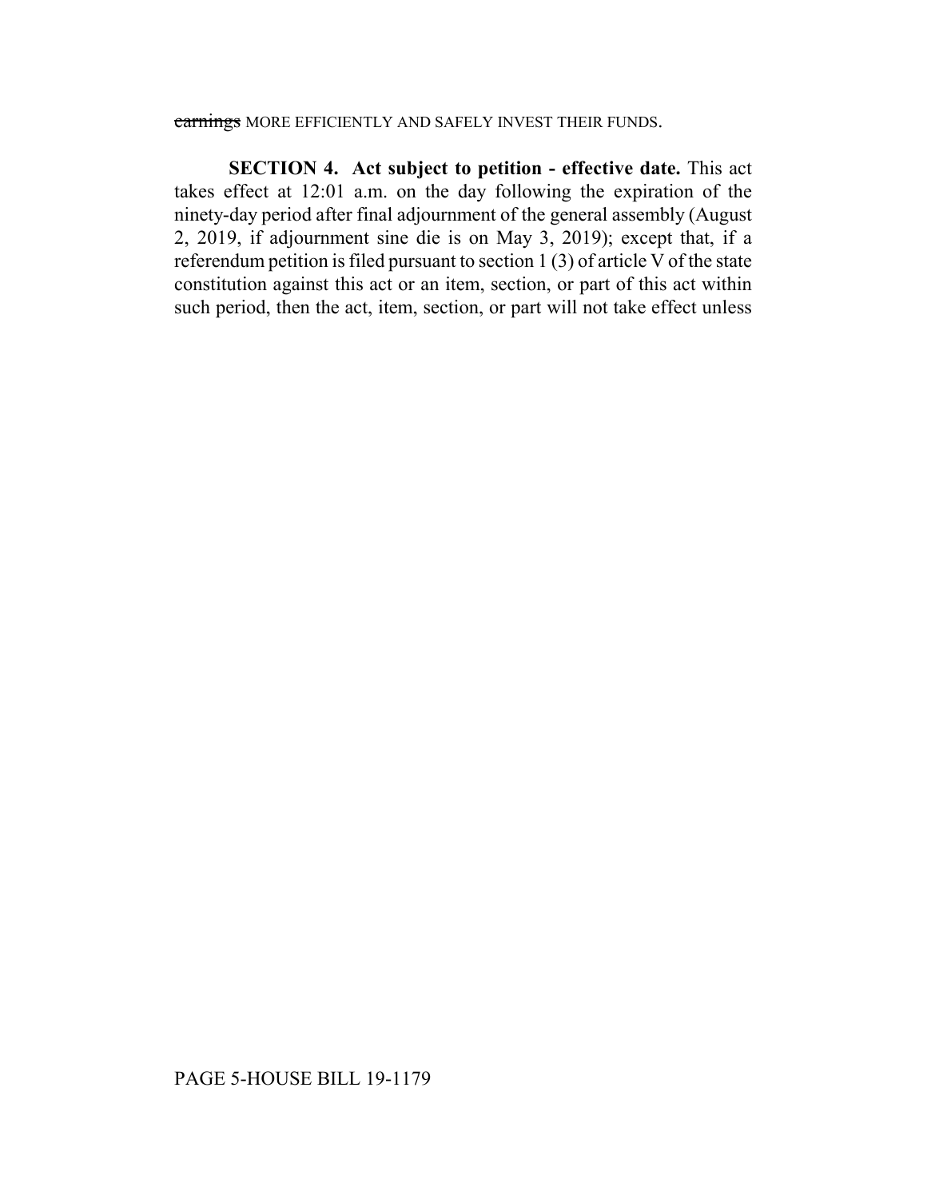~~earnings~~ MORE EFFICIENTLY AND SAFELY INVEST THEIR FUNDS.

**SECTION 4. Act subject to petition - effective date.** This act takes effect at 12:01 a.m. on the day following the expiration of the ninety-day period after final adjournment of the general assembly (August 2, 2019, if adjournment sine die is on May 3, 2019); except that, if a referendum petition is filed pursuant to section 1 (3) of article V of the state constitution against this act or an item, section, or part of this act within such period, then the act, item, section, or part will not take effect unless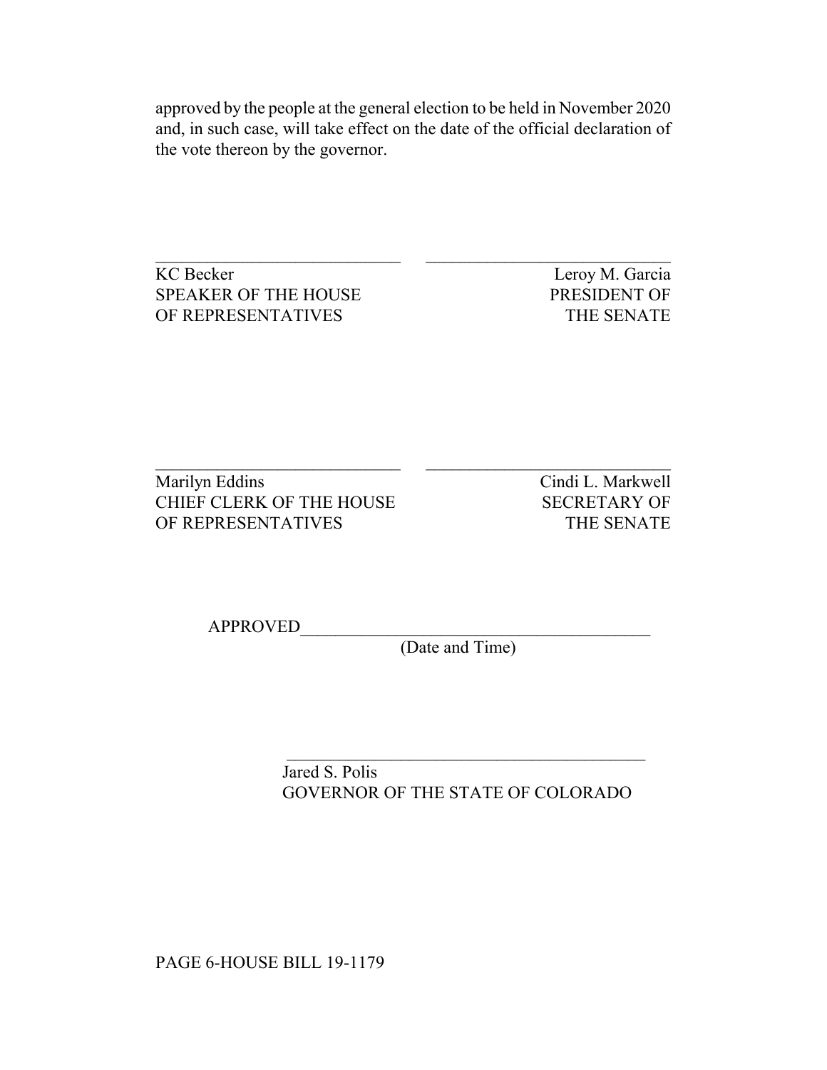approved by the people at the general election to be held in November 2020 and, in such case, will take effect on the date of the official declaration of the vote thereon by the governor.

\_\_\_\_\_\_\_\_\_\_\_\_\_\_\_\_\_\_\_\_\_\_\_\_\_\_\_\_
KC Becker
SPEAKER OF THE HOUSE
OF REPRESENTATIVES

\_\_\_\_\_\_\_\_\_\_\_\_\_\_\_\_\_\_\_\_\_\_\_\_\_\_\_\_
Leroy M. Garcia
PRESIDENT OF
THE SENATE

\_\_\_\_\_\_\_\_\_\_\_\_\_\_\_\_\_\_\_\_\_\_\_\_\_\_\_\_
Marilyn Eddins
CHIEF CLERK OF THE HOUSE
OF REPRESENTATIVES

\_\_\_\_\_\_\_\_\_\_\_\_\_\_\_\_\_\_\_\_\_\_\_\_\_\_\_\_
Cindi L. Markwell
SECRETARY OF
THE SENATE

APPROVED\_\_\_\_\_\_\_\_\_\_\_\_\_\_\_\_\_\_\_\_\_\_\_\_\_\_\_\_\_\_\_\_\_\_\_\_\_\_\_\_
(Date and Time)

\_\_\_\_\_\_\_\_\_\_\_\_\_\_\_\_\_\_\_\_\_\_\_\_\_\_\_\_\_\_\_\_\_\_\_\_\_\_\_\_\_\_
Jared S. Polis
GOVERNOR OF THE STATE OF COLORADO

PAGE 6-HOUSE BILL 19-1179